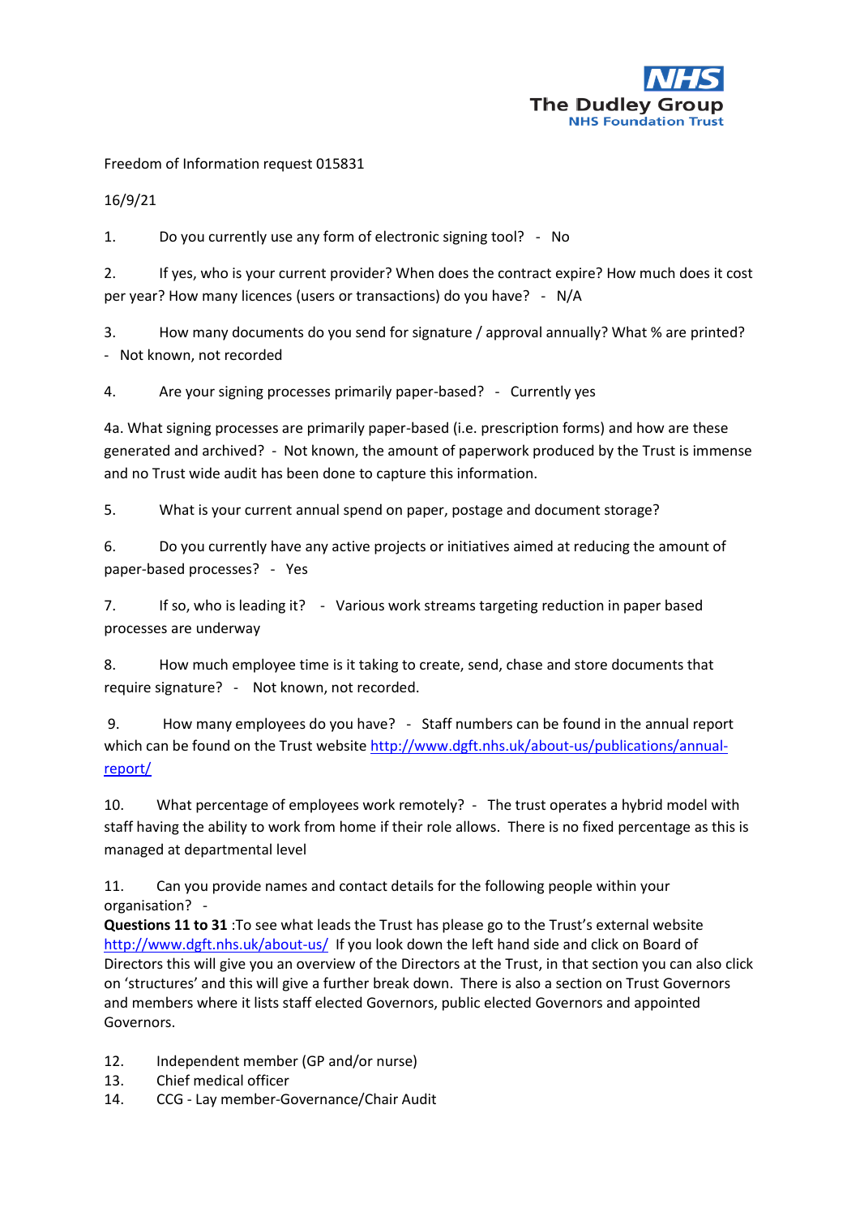Freedom of Information request 015831

16/9/21

1. Do you currently use any form of electronic signing tool? - No

2. If yes, who is your current provider? When does the contract expire? How much does it cost per year? How many licences (users or transactions) do you have? - N/A

3. How many documents do you send for signature / approval annually? What % are printed? - Not known, not recorded

4. Are your signing processes primarily paper-based? - Currently yes

4a. What signing processes are primarily paper-based (i.e. prescription forms) and how are these generated and archived? - Not known, the amount of paperwork produced by the Trust is immense and no Trust wide audit has been done to capture this information.

5. What is your current annual spend on paper, postage and document storage?

6. Do you currently have any active projects or initiatives aimed at reducing the amount of paper-based processes? - Yes

7. If so, who is leading it? - Various work streams targeting reduction in paper based processes are underway

8. How much employee time is it taking to create, send, chase and store documents that require signature? - Not known, not recorded.

9. How many employees do you have? - Staff numbers can be found in the annual report which can be found on the Trust website http://www.dgft.nhs.uk/about-us/publications/annual-report/

10. What percentage of employees work remotely? - The trust operates a hybrid model with staff having the ability to work from home if their role allows. There is no fixed percentage as this is managed at departmental level

11. Can you provide names and contact details for the following people within your organisation? -

**Questions 11 to 31** :To see what leads the Trust has please go to the Trust's external website http://www.dgft.nhs.uk/about-us/ If you look down the left hand side and click on Board of Directors this will give you an overview of the Directors at the Trust, in that section you can also click on 'structures' and this will give a further break down. There is also a section on Trust Governors and members where it lists staff elected Governors, public elected Governors and appointed Governors.

12. Independent member (GP and/or nurse)
13. Chief medical officer
14. CCG - Lay member-Governance/Chair Audit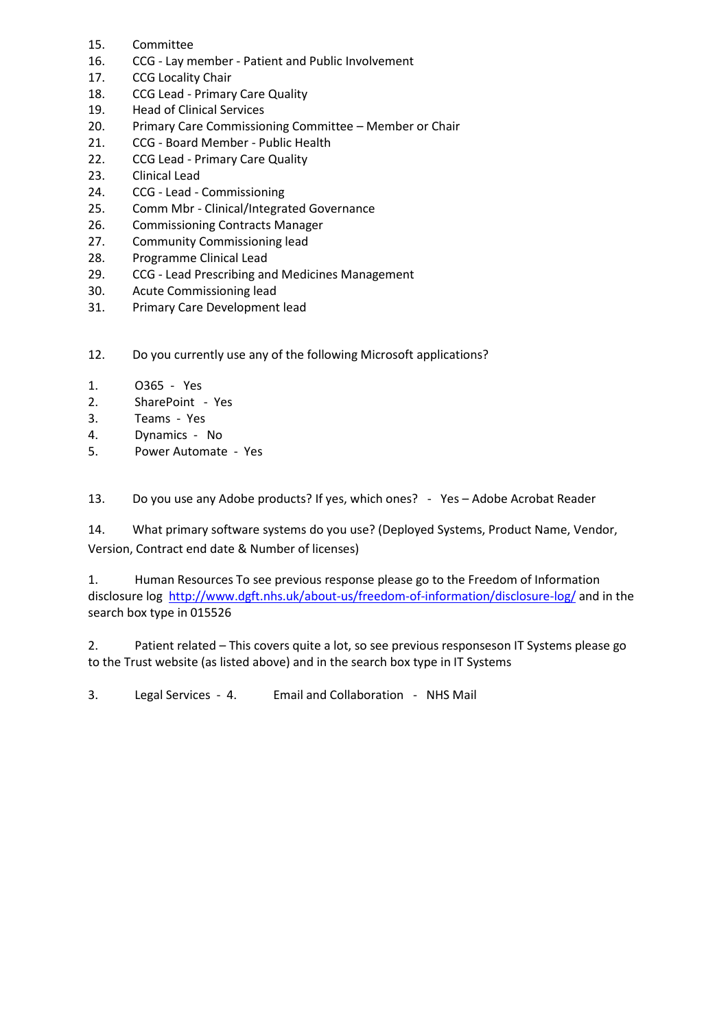15. Committee
16. CCG - Lay member - Patient and Public Involvement
17. CCG Locality Chair
18. CCG Lead - Primary Care Quality
19. Head of Clinical Services
20. Primary Care Commissioning Committee – Member or Chair
21. CCG - Board Member - Public Health
22. CCG Lead - Primary Care Quality
23. Clinical Lead
24. CCG - Lead - Commissioning
25. Comm Mbr - Clinical/Integrated Governance
26. Commissioning Contracts Manager
27. Community Commissioning lead
28. Programme Clinical Lead
29. CCG - Lead Prescribing and Medicines Management
30. Acute Commissioning lead
31. Primary Care Development lead

12. Do you currently use any of the following Microsoft applications?

1. O365 - Yes
2. SharePoint - Yes
3. Teams - Yes
4. Dynamics - No
5. Power Automate - Yes

13. Do you use any Adobe products? If yes, which ones? - Yes – Adobe Acrobat Reader

14. What primary software systems do you use? (Deployed Systems, Product Name, Vendor, Version, Contract end date & Number of licenses)

1. Human Resources To see previous response please go to the Freedom of Information disclosure log [http://www.dgft.nhs.uk/about-us/freedom-of-information/disclosure-log/](http://www.dgft.nhs.uk/about-us/freedom-of-information/disclosure-log/) and in the search box type in 015526

2. Patient related – This covers quite a lot, so see previous responseson IT Systems please go to the Trust website (as listed above) and in the search box type in IT Systems

3. Legal Services - 4. Email and Collaboration - NHS Mail